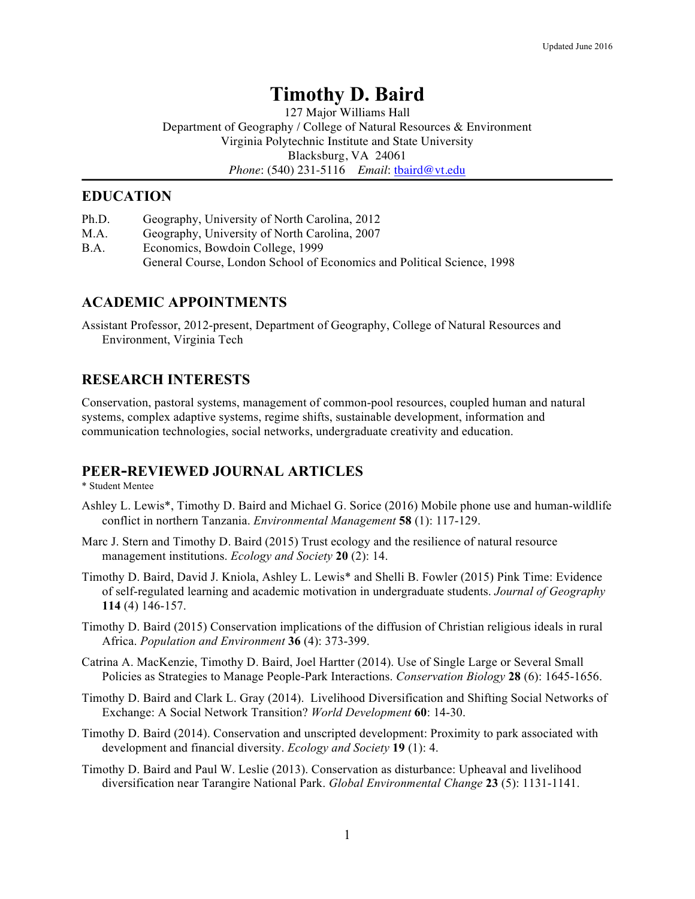Updated June 2016

# Timothy D. Baird

127 Major Williams Hall
Department of Geography / College of Natural Resources & Environment
Virginia Polytechnic Institute and State University
Blacksburg, VA 24061
*Phone*: (540) 231-5116 *Email*: tbaird@vt.edu

## EDUCATION

Ph.D. Geography, University of North Carolina, 2012
M.A. Geography, University of North Carolina, 2007
B.A. Economics, Bowdoin College, 1999
General Course, London School of Economics and Political Science, 1998

## ACADEMIC APPOINTMENTS

Assistant Professor, 2012-present, Department of Geography, College of Natural Resources and Environment, Virginia Tech

## RESEARCH INTERESTS

Conservation, pastoral systems, management of common-pool resources, coupled human and natural systems, complex adaptive systems, regime shifts, sustainable development, information and communication technologies, social networks, undergraduate creativity and education.

## PEER-REVIEWED JOURNAL ARTICLES

\* Student Mentee

Ashley L. Lewis*, Timothy D. Baird and Michael G. Sorice (2016) Mobile phone use and human-wildlife conflict in northern Tanzania. *Environmental Management* **58** (1): 117-129.

Marc J. Stern and Timothy D. Baird (2015) Trust ecology and the resilience of natural resource management institutions. *Ecology and Society* **20** (2): 14.

Timothy D. Baird, David J. Kniola, Ashley L. Lewis* and Shelli B. Fowler (2015) Pink Time: Evidence of self-regulated learning and academic motivation in undergraduate students. *Journal of Geography* **114** (4) 146-157.

Timothy D. Baird (2015) Conservation implications of the diffusion of Christian religious ideals in rural Africa. *Population and Environment* **36** (4): 373-399.

Catrina A. MacKenzie, Timothy D. Baird, Joel Hartter (2014). Use of Single Large or Several Small Policies as Strategies to Manage People-Park Interactions. *Conservation Biology* **28** (6): 1645-1656.

Timothy D. Baird and Clark L. Gray (2014). Livelihood Diversification and Shifting Social Networks of Exchange: A Social Network Transition? *World Development* **60**: 14-30.

Timothy D. Baird (2014). Conservation and unscripted development: Proximity to park associated with development and financial diversity. *Ecology and Society* **19** (1): 4.

Timothy D. Baird and Paul W. Leslie (2013). Conservation as disturbance: Upheaval and livelihood diversification near Tarangire National Park. *Global Environmental Change* **23** (5): 1131-1141.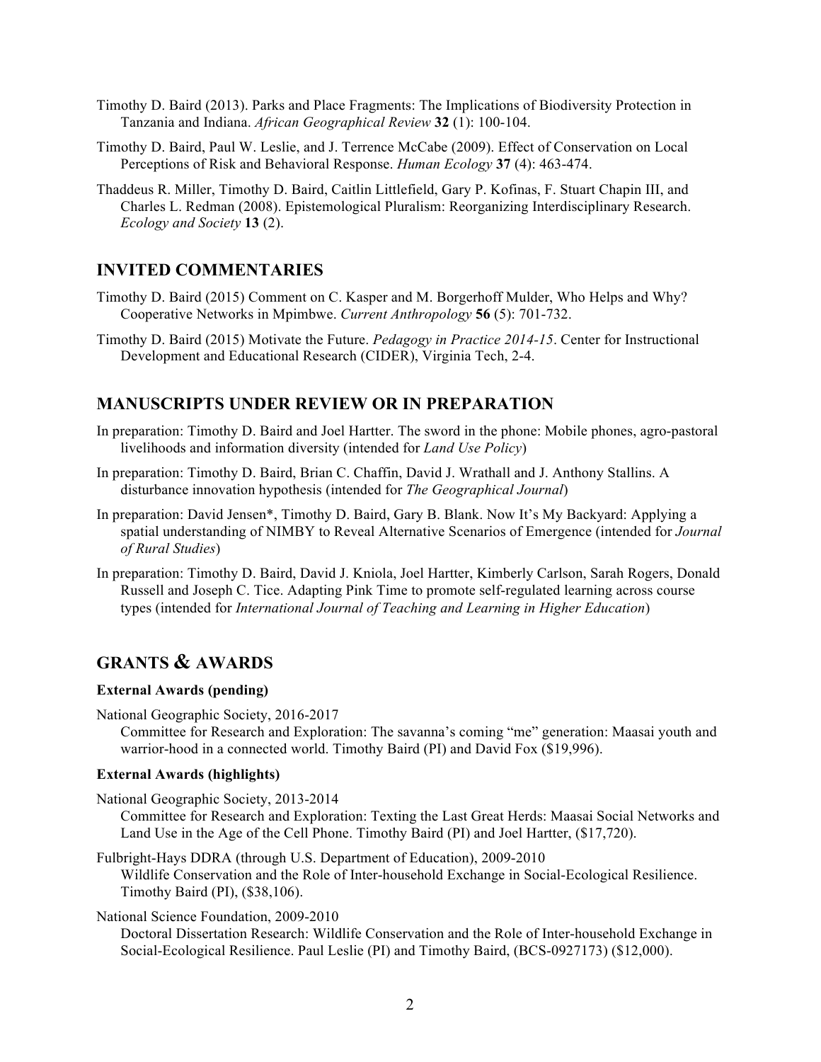Timothy D. Baird (2013). Parks and Place Fragments: The Implications of Biodiversity Protection in Tanzania and Indiana. *African Geographical Review* **32** (1): 100-104.

Timothy D. Baird, Paul W. Leslie, and J. Terrence McCabe (2009). Effect of Conservation on Local Perceptions of Risk and Behavioral Response. *Human Ecology* **37** (4): 463-474.

Thaddeus R. Miller, Timothy D. Baird, Caitlin Littlefield, Gary P. Kofinas, F. Stuart Chapin III, and Charles L. Redman (2008). Epistemological Pluralism: Reorganizing Interdisciplinary Research. *Ecology and Society* **13** (2).

## INVITED COMMENTARIES

Timothy D. Baird (2015) Comment on C. Kasper and M. Borgerhoff Mulder, Who Helps and Why? Cooperative Networks in Mpimbwe. *Current Anthropology* **56** (5): 701-732.

Timothy D. Baird (2015) Motivate the Future. *Pedagogy in Practice 2014-15*. Center for Instructional Development and Educational Research (CIDER), Virginia Tech, 2-4.

## MANUSCRIPTS UNDER REVIEW OR IN PREPARATION

In preparation: Timothy D. Baird and Joel Hartter. The sword in the phone: Mobile phones, agro-pastoral livelihoods and information diversity (intended for *Land Use Policy*)

In preparation: Timothy D. Baird, Brian C. Chaffin, David J. Wrathall and J. Anthony Stallins. A disturbance innovation hypothesis (intended for *The Geographical Journal*)

In preparation: David Jensen*, Timothy D. Baird, Gary B. Blank. Now It's My Backyard: Applying a spatial understanding of NIMBY to Reveal Alternative Scenarios of Emergence (intended for *Journal of Rural Studies*)

In preparation: Timothy D. Baird, David J. Kniola, Joel Hartter, Kimberly Carlson, Sarah Rogers, Donald Russell and Joseph C. Tice. Adapting Pink Time to promote self-regulated learning across course types (intended for *International Journal of Teaching and Learning in Higher Education*)

## GRANTS & AWARDS

### External Awards (pending)

National Geographic Society, 2016-2017
Committee for Research and Exploration: The savanna's coming "me" generation: Maasai youth and warrior-hood in a connected world. Timothy Baird (PI) and David Fox ($19,996).

### External Awards (highlights)

National Geographic Society, 2013-2014
Committee for Research and Exploration: Texting the Last Great Herds: Maasai Social Networks and Land Use in the Age of the Cell Phone. Timothy Baird (PI) and Joel Hartter, ($17,720).

Fulbright-Hays DDRA (through U.S. Department of Education), 2009-2010
Wildlife Conservation and the Role of Inter-household Exchange in Social-Ecological Resilience. Timothy Baird (PI), ($38,106).

National Science Foundation, 2009-2010
Doctoral Dissertation Research: Wildlife Conservation and the Role of Inter-household Exchange in Social-Ecological Resilience. Paul Leslie (PI) and Timothy Baird, (BCS-0927173) ($12,000).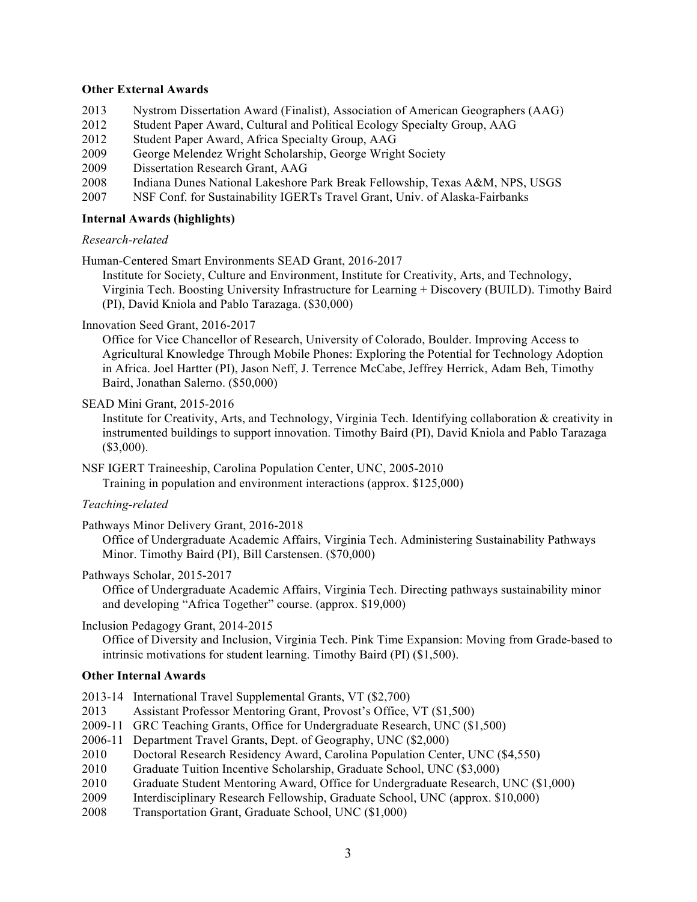### Other External Awards

- 2013 Nystrom Dissertation Award (Finalist), Association of American Geographers (AAG)
- 2012 Student Paper Award, Cultural and Political Ecology Specialty Group, AAG
- 2012 Student Paper Award, Africa Specialty Group, AAG
- 2009 George Melendez Wright Scholarship, George Wright Society
- 2009 Dissertation Research Grant, AAG
- 2008 Indiana Dunes National Lakeshore Park Break Fellowship, Texas A&M, NPS, USGS
- 2007 NSF Conf. for Sustainability IGERTs Travel Grant, Univ. of Alaska-Fairbanks

### Internal Awards (highlights)

*Research-related*

Human-Centered Smart Environments SEAD Grant, 2016-2017
Institute for Society, Culture and Environment, Institute for Creativity, Arts, and Technology, Virginia Tech. Boosting University Infrastructure for Learning + Discovery (BUILD). Timothy Baird (PI), David Kniola and Pablo Tarazaga. ($30,000)

Innovation Seed Grant, 2016-2017
Office for Vice Chancellor of Research, University of Colorado, Boulder. Improving Access to Agricultural Knowledge Through Mobile Phones: Exploring the Potential for Technology Adoption in Africa. Joel Hartter (PI), Jason Neff, J. Terrence McCabe, Jeffrey Herrick, Adam Beh, Timothy Baird, Jonathan Salerno. ($50,000)

SEAD Mini Grant, 2015-2016
Institute for Creativity, Arts, and Technology, Virginia Tech. Identifying collaboration & creativity in instrumented buildings to support innovation. Timothy Baird (PI), David Kniola and Pablo Tarazaga ($3,000).

NSF IGERT Traineeship, Carolina Population Center, UNC, 2005-2010
Training in population and environment interactions (approx. $125,000)

*Teaching-related*

Pathways Minor Delivery Grant, 2016-2018
Office of Undergraduate Academic Affairs, Virginia Tech. Administering Sustainability Pathways Minor. Timothy Baird (PI), Bill Carstensen. ($70,000)

Pathways Scholar, 2015-2017
Office of Undergraduate Academic Affairs, Virginia Tech. Directing pathways sustainability minor and developing "Africa Together" course. (approx. $19,000)

Inclusion Pedagogy Grant, 2014-2015
Office of Diversity and Inclusion, Virginia Tech. Pink Time Expansion: Moving from Grade-based to intrinsic motivations for student learning. Timothy Baird (PI) ($1,500).

### Other Internal Awards

- 2013-14 International Travel Supplemental Grants, VT ($2,700)
- 2013 Assistant Professor Mentoring Grant, Provost's Office, VT ($1,500)
- 2009-11 GRC Teaching Grants, Office for Undergraduate Research, UNC ($1,500)
- 2006-11 Department Travel Grants, Dept. of Geography, UNC ($2,000)
- 2010 Doctoral Research Residency Award, Carolina Population Center, UNC ($4,550)
- 2010 Graduate Tuition Incentive Scholarship, Graduate School, UNC ($3,000)
- 2010 Graduate Student Mentoring Award, Office for Undergraduate Research, UNC ($1,000)
- 2009 Interdisciplinary Research Fellowship, Graduate School, UNC (approx. $10,000)
- 2008 Transportation Grant, Graduate School, UNC ($1,000)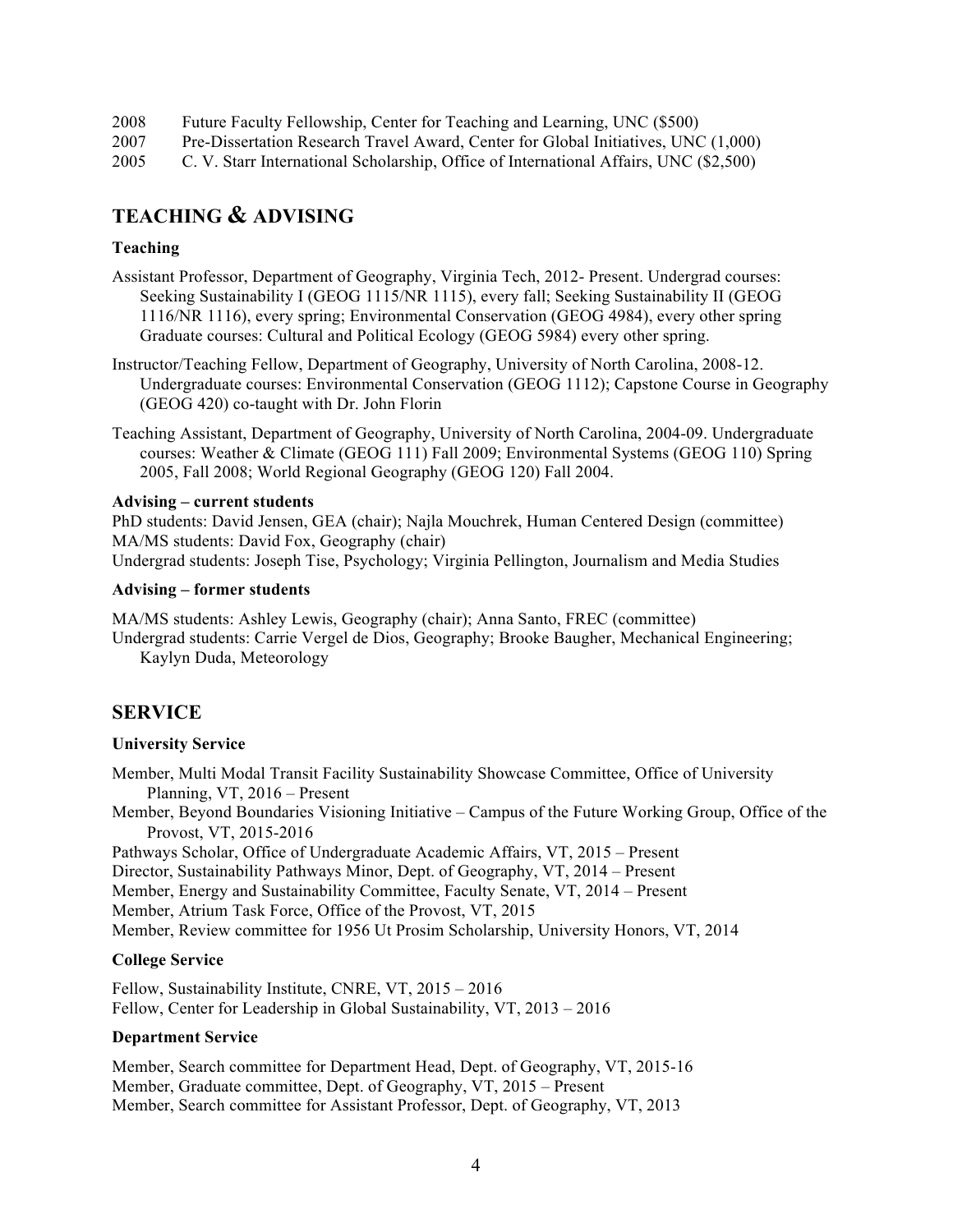2008 Future Faculty Fellowship, Center for Teaching and Learning, UNC ($500)
2007 Pre-Dissertation Research Travel Award, Center for Global Initiatives, UNC (1,000)
2005 C. V. Starr International Scholarship, Office of International Affairs, UNC ($2,500)

## TEACHING & ADVISING

### Teaching

Assistant Professor, Department of Geography, Virginia Tech, 2012- Present. Undergrad courses: Seeking Sustainability I (GEOG 1115/NR 1115), every fall; Seeking Sustainability II (GEOG 1116/NR 1116), every spring; Environmental Conservation (GEOG 4984), every other spring Graduate courses: Cultural and Political Ecology (GEOG 5984) every other spring.

Instructor/Teaching Fellow, Department of Geography, University of North Carolina, 2008-12. Undergraduate courses: Environmental Conservation (GEOG 1112); Capstone Course in Geography (GEOG 420) co-taught with Dr. John Florin

Teaching Assistant, Department of Geography, University of North Carolina, 2004-09. Undergraduate courses: Weather & Climate (GEOG 111) Fall 2009; Environmental Systems (GEOG 110) Spring 2005, Fall 2008; World Regional Geography (GEOG 120) Fall 2004.

### Advising – current students

PhD students: David Jensen, GEA (chair); Najla Mouchrek, Human Centered Design (committee)
MA/MS students: David Fox, Geography (chair)
Undergrad students: Joseph Tise, Psychology; Virginia Pellington, Journalism and Media Studies

### Advising – former students

MA/MS students: Ashley Lewis, Geography (chair); Anna Santo, FREC (committee)
Undergrad students: Carrie Vergel de Dios, Geography; Brooke Baugher, Mechanical Engineering; Kaylyn Duda, Meteorology

## SERVICE

### University Service

Member, Multi Modal Transit Facility Sustainability Showcase Committee, Office of University Planning, VT, 2016 – Present
Member, Beyond Boundaries Visioning Initiative – Campus of the Future Working Group, Office of the Provost, VT, 2015-2016
Pathways Scholar, Office of Undergraduate Academic Affairs, VT, 2015 – Present
Director, Sustainability Pathways Minor, Dept. of Geography, VT, 2014 – Present
Member, Energy and Sustainability Committee, Faculty Senate, VT, 2014 – Present
Member, Atrium Task Force, Office of the Provost, VT, 2015
Member, Review committee for 1956 Ut Prosim Scholarship, University Honors, VT, 2014

### College Service

Fellow, Sustainability Institute, CNRE, VT, 2015 – 2016
Fellow, Center for Leadership in Global Sustainability, VT, 2013 – 2016

### Department Service

Member, Search committee for Department Head, Dept. of Geography, VT, 2015-16
Member, Graduate committee, Dept. of Geography, VT, 2015 – Present
Member, Search committee for Assistant Professor, Dept. of Geography, VT, 2013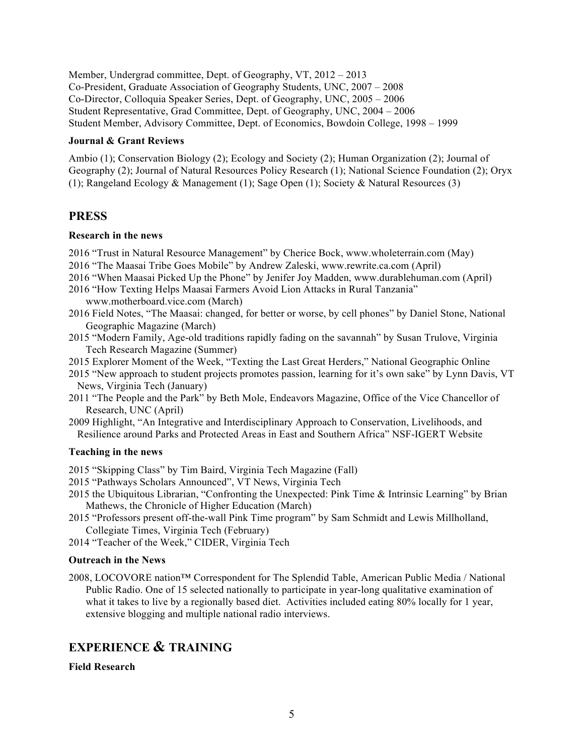Member, Undergrad committee, Dept. of Geography, VT, 2012 – 2013
Co-President, Graduate Association of Geography Students, UNC, 2007 – 2008
Co-Director, Colloquia Speaker Series, Dept. of Geography, UNC, 2005 – 2006
Student Representative, Grad Committee, Dept. of Geography, UNC, 2004 – 2006
Student Member, Advisory Committee, Dept. of Economics, Bowdoin College, 1998 – 1999

**Journal & Grant Reviews**

Ambio (1); Conservation Biology (2); Ecology and Society (2); Human Organization (2); Journal of Geography (2); Journal of Natural Resources Policy Research (1); National Science Foundation (2); Oryx (1); Rangeland Ecology & Management (1); Sage Open (1); Society & Natural Resources (3)

## PRESS

**Research in the news**

2016 "Trust in Natural Resource Management" by Cherice Bock, www.wholeterrain.com (May)
2016 "The Maasai Tribe Goes Mobile" by Andrew Zaleski, www.rewrite.ca.com (April)
2016 "When Maasai Picked Up the Phone" by Jenifer Joy Madden, www.durablehuman.com (April)
2016 "How Texting Helps Maasai Farmers Avoid Lion Attacks in Rural Tanzania" www.motherboard.vice.com (March)
2016 Field Notes, "The Maasai: changed, for better or worse, by cell phones" by Daniel Stone, National Geographic Magazine (March)
2015 "Modern Family, Age-old traditions rapidly fading on the savannah" by Susan Trulove, Virginia Tech Research Magazine (Summer)
2015 Explorer Moment of the Week, "Texting the Last Great Herders," National Geographic Online
2015 "New approach to student projects promotes passion, learning for it's own sake" by Lynn Davis, VT News, Virginia Tech (January)
2011 "The People and the Park" by Beth Mole, Endeavors Magazine, Office of the Vice Chancellor of Research, UNC (April)
2009 Highlight, "An Integrative and Interdisciplinary Approach to Conservation, Livelihoods, and Resilience around Parks and Protected Areas in East and Southern Africa" NSF-IGERT Website

**Teaching in the news**

2015 "Skipping Class" by Tim Baird, Virginia Tech Magazine (Fall)
2015 "Pathways Scholars Announced", VT News, Virginia Tech
2015 the Ubiquitous Librarian, "Confronting the Unexpected: Pink Time & Intrinsic Learning" by Brian Mathews, the Chronicle of Higher Education (March)
2015 "Professors present off-the-wall Pink Time program" by Sam Schmidt and Lewis Millholland, Collegiate Times, Virginia Tech (February)
2014 "Teacher of the Week," CIDER, Virginia Tech

**Outreach in the News**

2008, LOCOVORE nation™ Correspondent for The Splendid Table, American Public Media / National Public Radio. One of 15 selected nationally to participate in year-long qualitative examination of what it takes to live by a regionally based diet. Activities included eating 80% locally for 1 year, extensive blogging and multiple national radio interviews.

## EXPERIENCE & TRAINING

**Field Research**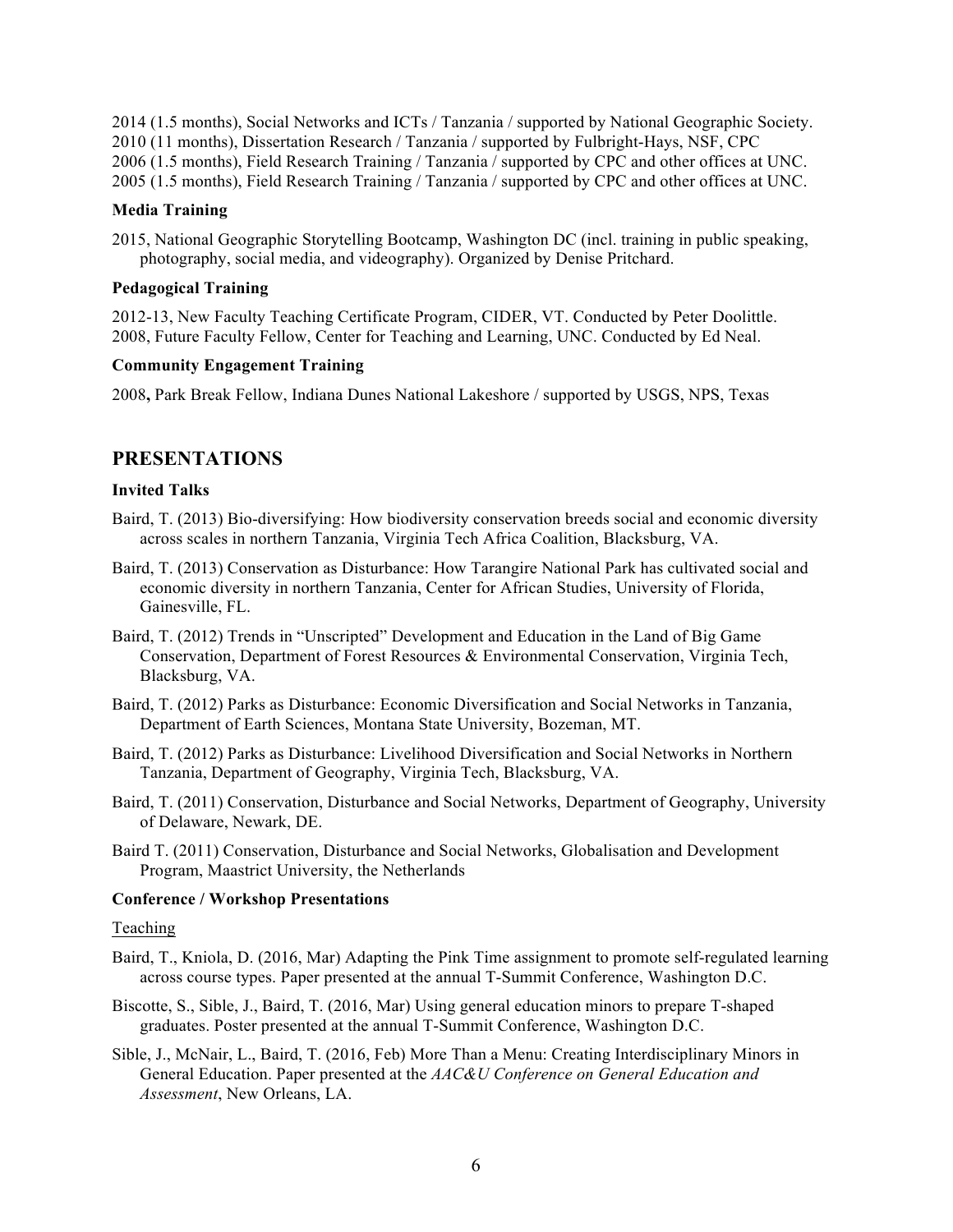2014 (1.5 months), Social Networks and ICTs / Tanzania / supported by National Geographic Society.
2010 (11 months), Dissertation Research / Tanzania / supported by Fulbright-Hays, NSF, CPC
2006 (1.5 months), Field Research Training / Tanzania / supported by CPC and other offices at UNC.
2005 (1.5 months), Field Research Training / Tanzania / supported by CPC and other offices at UNC.

### Media Training

2015, National Geographic Storytelling Bootcamp, Washington DC (incl. training in public speaking, photography, social media, and videography). Organized by Denise Pritchard.

### Pedagogical Training

2012-13, New Faculty Teaching Certificate Program, CIDER, VT. Conducted by Peter Doolittle.
2008, Future Faculty Fellow, Center for Teaching and Learning, UNC. Conducted by Ed Neal.

### Community Engagement Training

2008**,** Park Break Fellow, Indiana Dunes National Lakeshore / supported by USGS, NPS, Texas

## PRESENTATIONS

### Invited Talks

Baird, T. (2013) Bio-diversifying: How biodiversity conservation breeds social and economic diversity across scales in northern Tanzania, Virginia Tech Africa Coalition, Blacksburg, VA.

Baird, T. (2013) Conservation as Disturbance: How Tarangire National Park has cultivated social and economic diversity in northern Tanzania, Center for African Studies, University of Florida, Gainesville, FL.

Baird, T. (2012) Trends in "Unscripted" Development and Education in the Land of Big Game Conservation, Department of Forest Resources & Environmental Conservation, Virginia Tech, Blacksburg, VA.

Baird, T. (2012) Parks as Disturbance: Economic Diversification and Social Networks in Tanzania, Department of Earth Sciences, Montana State University, Bozeman, MT.

Baird, T. (2012) Parks as Disturbance: Livelihood Diversification and Social Networks in Northern Tanzania, Department of Geography, Virginia Tech, Blacksburg, VA.

Baird, T. (2011) Conservation, Disturbance and Social Networks, Department of Geography, University of Delaware, Newark, DE.

Baird T. (2011) Conservation, Disturbance and Social Networks, Globalisation and Development Program, Maastrict University, the Netherlands

### Conference / Workshop Presentations

<u>Teaching</u>

Baird, T., Kniola, D. (2016, Mar) Adapting the Pink Time assignment to promote self-regulated learning across course types. Paper presented at the annual T-Summit Conference, Washington D.C.

Biscotte, S., Sible, J., Baird, T. (2016, Mar) Using general education minors to prepare T-shaped graduates. Poster presented at the annual T-Summit Conference, Washington D.C.

Sible, J., McNair, L., Baird, T. (2016, Feb) More Than a Menu: Creating Interdisciplinary Minors in General Education. Paper presented at the *AAC&U Conference on General Education and Assessment*, New Orleans, LA.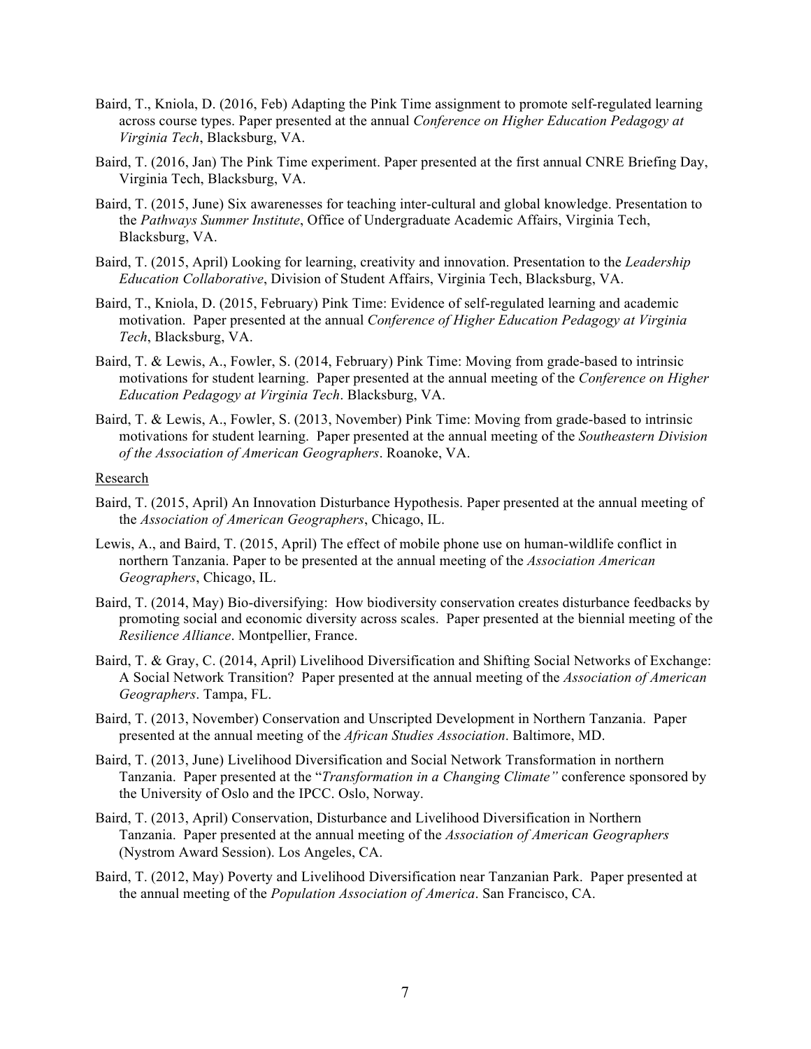Baird, T., Kniola, D. (2016, Feb) Adapting the Pink Time assignment to promote self-regulated learning across course types. Paper presented at the annual *Conference on Higher Education Pedagogy at Virginia Tech*, Blacksburg, VA.

Baird, T. (2016, Jan) The Pink Time experiment. Paper presented at the first annual CNRE Briefing Day, Virginia Tech, Blacksburg, VA.

Baird, T. (2015, June) Six awarenesses for teaching inter-cultural and global knowledge. Presentation to the *Pathways Summer Institute*, Office of Undergraduate Academic Affairs, Virginia Tech, Blacksburg, VA.

Baird, T. (2015, April) Looking for learning, creativity and innovation. Presentation to the *Leadership Education Collaborative*, Division of Student Affairs, Virginia Tech, Blacksburg, VA.

Baird, T., Kniola, D. (2015, February) Pink Time: Evidence of self-regulated learning and academic motivation. Paper presented at the annual *Conference of Higher Education Pedagogy at Virginia Tech*, Blacksburg, VA.

Baird, T. & Lewis, A., Fowler, S. (2014, February) Pink Time: Moving from grade-based to intrinsic motivations for student learning. Paper presented at the annual meeting of the *Conference on Higher Education Pedagogy at Virginia Tech*. Blacksburg, VA.

Baird, T. & Lewis, A., Fowler, S. (2013, November) Pink Time: Moving from grade-based to intrinsic motivations for student learning. Paper presented at the annual meeting of the *Southeastern Division of the Association of American Geographers*. Roanoke, VA.

Research

Baird, T. (2015, April) An Innovation Disturbance Hypothesis. Paper presented at the annual meeting of the *Association of American Geographers*, Chicago, IL.

Lewis, A., and Baird, T. (2015, April) The effect of mobile phone use on human-wildlife conflict in northern Tanzania. Paper to be presented at the annual meeting of the *Association American Geographers*, Chicago, IL.

Baird, T. (2014, May) Bio-diversifying: How biodiversity conservation creates disturbance feedbacks by promoting social and economic diversity across scales. Paper presented at the biennial meeting of the *Resilience Alliance*. Montpellier, France.

Baird, T. & Gray, C. (2014, April) Livelihood Diversification and Shifting Social Networks of Exchange: A Social Network Transition? Paper presented at the annual meeting of the *Association of American Geographers*. Tampa, FL.

Baird, T. (2013, November) Conservation and Unscripted Development in Northern Tanzania. Paper presented at the annual meeting of the *African Studies Association*. Baltimore, MD.

Baird, T. (2013, June) Livelihood Diversification and Social Network Transformation in northern Tanzania. Paper presented at the "*Transformation in a Changing Climate"* conference sponsored by the University of Oslo and the IPCC. Oslo, Norway.

Baird, T. (2013, April) Conservation, Disturbance and Livelihood Diversification in Northern Tanzania. Paper presented at the annual meeting of the *Association of American Geographers* (Nystrom Award Session). Los Angeles, CA.

Baird, T. (2012, May) Poverty and Livelihood Diversification near Tanzanian Park. Paper presented at the annual meeting of the *Population Association of America*. San Francisco, CA.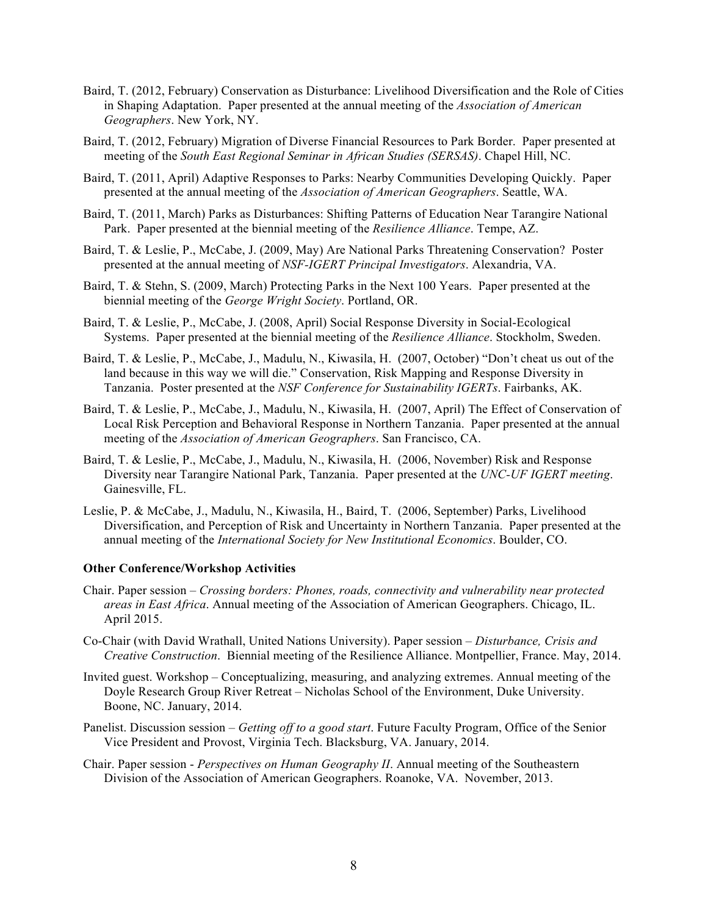Baird, T. (2012, February) Conservation as Disturbance: Livelihood Diversification and the Role of Cities in Shaping Adaptation. Paper presented at the annual meeting of the *Association of American Geographers*. New York, NY.

Baird, T. (2012, February) Migration of Diverse Financial Resources to Park Border. Paper presented at meeting of the *South East Regional Seminar in African Studies (SERSAS)*. Chapel Hill, NC.

Baird, T. (2011, April) Adaptive Responses to Parks: Nearby Communities Developing Quickly. Paper presented at the annual meeting of the *Association of American Geographers*. Seattle, WA.

Baird, T. (2011, March) Parks as Disturbances: Shifting Patterns of Education Near Tarangire National Park. Paper presented at the biennial meeting of the *Resilience Alliance*. Tempe, AZ.

Baird, T. & Leslie, P., McCabe, J. (2009, May) Are National Parks Threatening Conservation? Poster presented at the annual meeting of *NSF-IGERT Principal Investigators*. Alexandria, VA.

Baird, T. & Stehn, S. (2009, March) Protecting Parks in the Next 100 Years. Paper presented at the biennial meeting of the *George Wright Society*. Portland, OR.

Baird, T. & Leslie, P., McCabe, J. (2008, April) Social Response Diversity in Social-Ecological Systems. Paper presented at the biennial meeting of the *Resilience Alliance*. Stockholm, Sweden.

Baird, T. & Leslie, P., McCabe, J., Madulu, N., Kiwasila, H. (2007, October) "Don't cheat us out of the land because in this way we will die." Conservation, Risk Mapping and Response Diversity in Tanzania. Poster presented at the *NSF Conference for Sustainability IGERTs*. Fairbanks, AK.

Baird, T. & Leslie, P., McCabe, J., Madulu, N., Kiwasila, H. (2007, April) The Effect of Conservation of Local Risk Perception and Behavioral Response in Northern Tanzania. Paper presented at the annual meeting of the *Association of American Geographers*. San Francisco, CA.

Baird, T. & Leslie, P., McCabe, J., Madulu, N., Kiwasila, H. (2006, November) Risk and Response Diversity near Tarangire National Park, Tanzania. Paper presented at the *UNC-UF IGERT meeting*. Gainesville, FL.

Leslie, P. & McCabe, J., Madulu, N., Kiwasila, H., Baird, T. (2006, September) Parks, Livelihood Diversification, and Perception of Risk and Uncertainty in Northern Tanzania. Paper presented at the annual meeting of the *International Society for New Institutional Economics*. Boulder, CO.

**Other Conference/Workshop Activities**

Chair. Paper session – *Crossing borders: Phones, roads, connectivity and vulnerability near protected areas in East Africa*. Annual meeting of the Association of American Geographers. Chicago, IL. April 2015.

Co-Chair (with David Wrathall, United Nations University). Paper session – *Disturbance, Crisis and Creative Construction*. Biennial meeting of the Resilience Alliance. Montpellier, France. May, 2014.

Invited guest. Workshop – Conceptualizing, measuring, and analyzing extremes. Annual meeting of the Doyle Research Group River Retreat – Nicholas School of the Environment, Duke University. Boone, NC. January, 2014.

Panelist. Discussion session – *Getting off to a good start*. Future Faculty Program, Office of the Senior Vice President and Provost, Virginia Tech. Blacksburg, VA. January, 2014.

Chair. Paper session - *Perspectives on Human Geography II*. Annual meeting of the Southeastern Division of the Association of American Geographers. Roanoke, VA. November, 2013.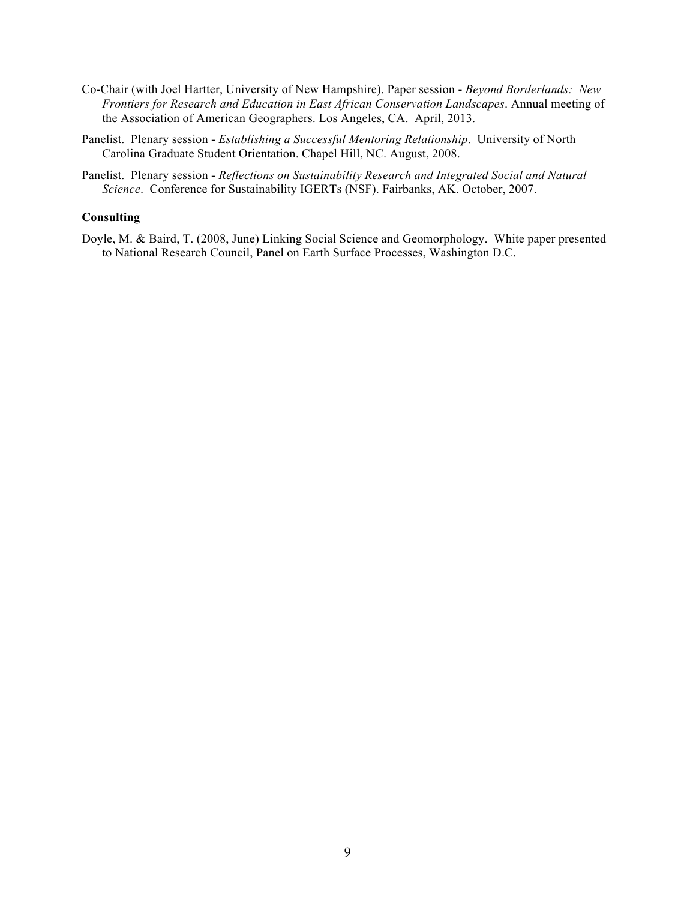Co-Chair (with Joel Hartter, University of New Hampshire). Paper session - *Beyond Borderlands: New Frontiers for Research and Education in East African Conservation Landscapes*. Annual meeting of the Association of American Geographers. Los Angeles, CA. April, 2013.

Panelist. Plenary session - *Establishing a Successful Mentoring Relationship*. University of North Carolina Graduate Student Orientation. Chapel Hill, NC. August, 2008.

Panelist. Plenary session - *Reflections on Sustainability Research and Integrated Social and Natural Science*. Conference for Sustainability IGERTs (NSF). Fairbanks, AK. October, 2007.

**Consulting**

Doyle, M. & Baird, T. (2008, June) Linking Social Science and Geomorphology. White paper presented to National Research Council, Panel on Earth Surface Processes, Washington D.C.